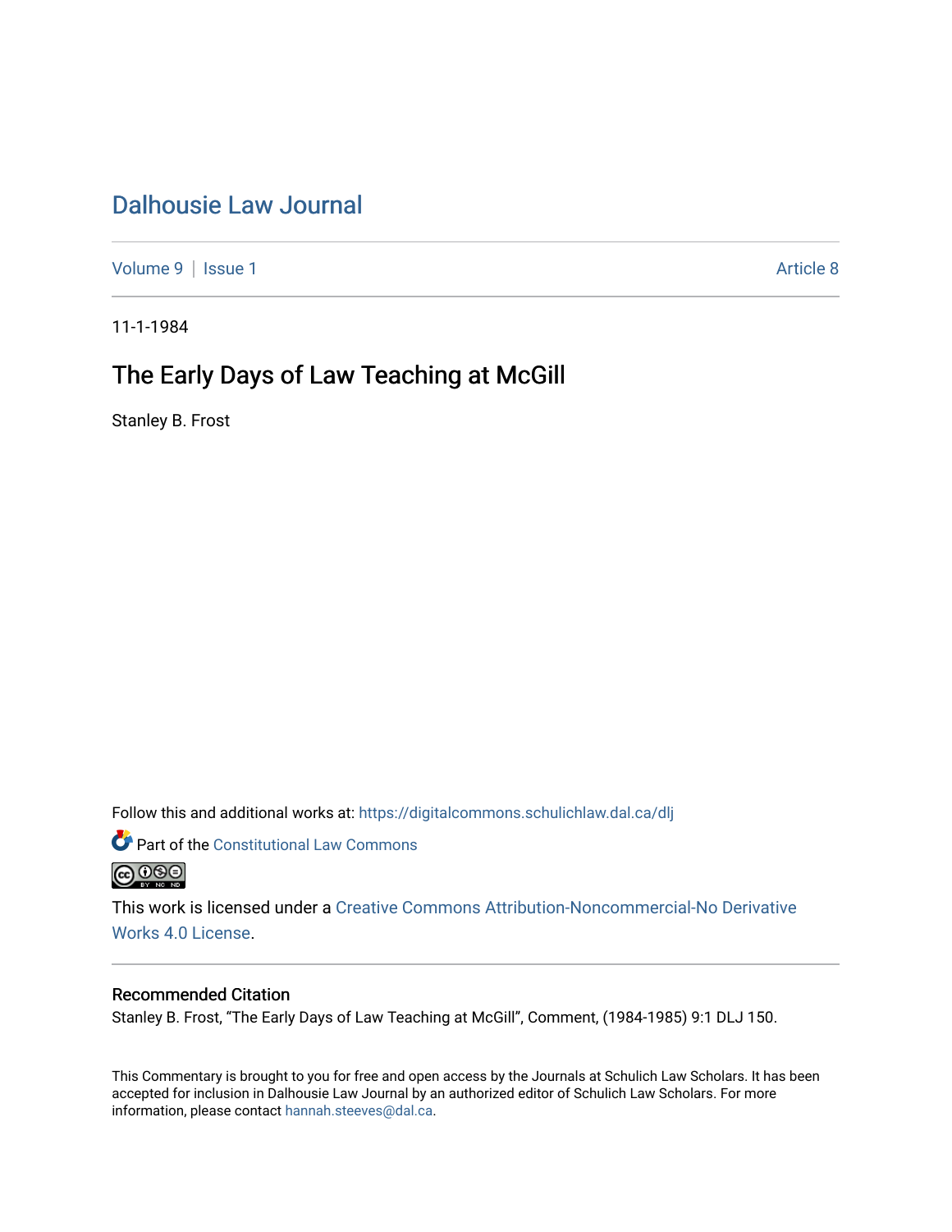# Dalhousie Law Journal

Volume 9 | Issue 1 Article 8

11-1-1984

## The Early Days of Law Teaching at McGill

Stanley B. Frost

Follow this and additional works at: https://digitalcommons.schulichlaw.dal.ca/dlj

Part of the Constitutional Law Commons

This work is licensed under a Creative Commons Attribution-Noncommercial-No Derivative Works 4.0 License.

### Recommended Citation

Stanley B. Frost, "The Early Days of Law Teaching at McGill", Comment, (1984-1985) 9:1 DLJ 150.

This Commentary is brought to you for free and open access by the Journals at Schulich Law Scholars. It has been accepted for inclusion in Dalhousie Law Journal by an authorized editor of Schulich Law Scholars. For more information, please contact hannah.steeves@dal.ca.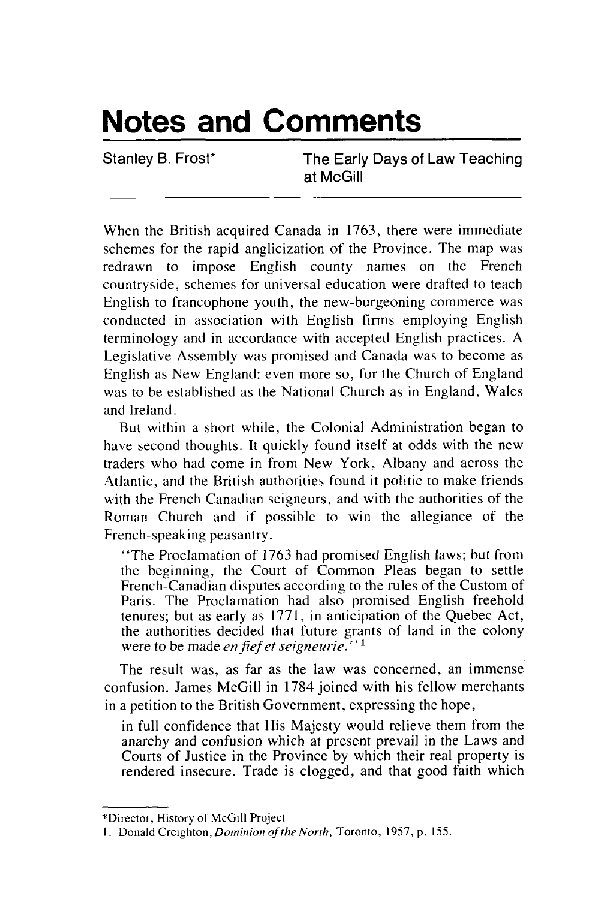# Notes and Comments

Stanley B. Frost*

## The Early Days of Law Teaching at McGill

When the British acquired Canada in 1763, there were immediate schemes for the rapid anglicization of the Province. The map was redrawn to impose English county names on the French countryside, schemes for universal education were drafted to teach English to francophone youth, the new-burgeoning commerce was conducted in association with English firms employing English terminology and in accordance with accepted English practices. A Legislative Assembly was promised and Canada was to become as English as New England: even more so, for the Church of England was to be established as the National Church as in England, Wales and Ireland.

But within a short while, the Colonial Administration began to have second thoughts. It quickly found itself at odds with the new traders who had come in from New York, Albany and across the Atlantic, and the British authorities found it politic to make friends with the French Canadian seigneurs, and with the authorities of the Roman Church and if possible to win the allegiance of the French-speaking peasantry.

> "The Proclamation of 1763 had promised English laws; but from the beginning, the Court of Common Pleas began to settle French-Canadian disputes according to the rules of the Custom of Paris. The Proclamation had also promised English freehold tenures; but as early as 1771, in anticipation of the Quebec Act, the authorities decided that future grants of land in the colony were to be made *en fief et seigneurie*."[1]

The result was, as far as the law was concerned, an immense confusion. James McGill in 1784 joined with his fellow merchants in a petition to the British Government, expressing the hope,

> in full confidence that His Majesty would relieve them from the anarchy and confusion which at present prevail in the Laws and Courts of Justice in the Province by which their real property is rendered insecure. Trade is clogged, and that good faith which

---

*Director, History of McGill Project

1. Donald Creighton, *Dominion of the North*, Toronto, 1957, p. 155.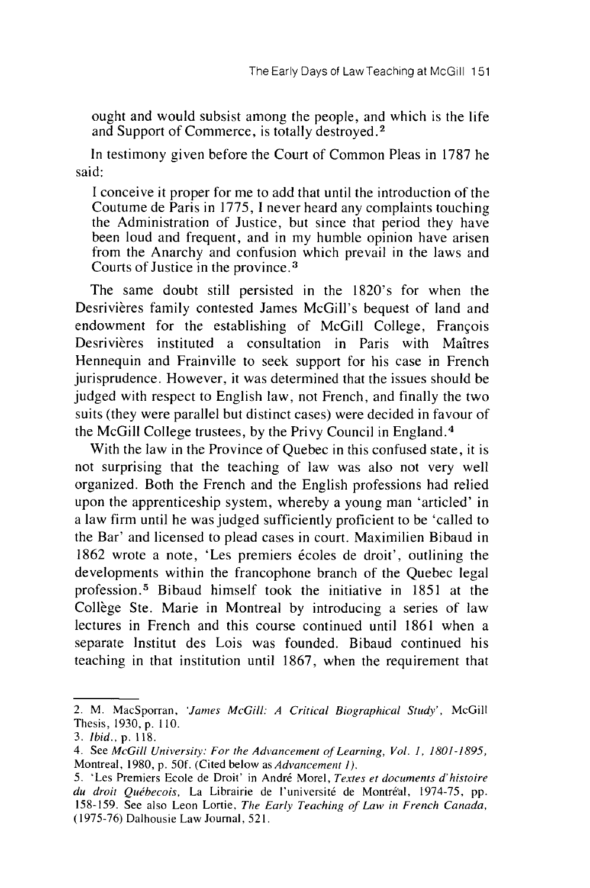ought and would subsist among the people, and which is the life and Support of Commerce, is totally destroyed.[2]

In testimony given before the Court of Common Pleas in 1787 he said:

> I conceive it proper for me to add that until the introduction of the Coutume de Paris in 1775, I never heard any complaints touching the Administration of Justice, but since that period they have been loud and frequent, and in my humble opinion have arisen from the Anarchy and confusion which prevail in the laws and Courts of Justice in the province.[3]

The same doubt still persisted in the 1820's for when the Desrivières family contested James McGill's bequest of land and endowment for the establishing of McGill College, François Desrivières instituted a consultation in Paris with Maîtres Hennequin and Frainville to seek support for his case in French jurisprudence. However, it was determined that the issues should be judged with respect to English law, not French, and finally the two suits (they were parallel but distinct cases) were decided in favour of the McGill College trustees, by the Privy Council in England.[4]

With the law in the Province of Quebec in this confused state, it is not surprising that the teaching of law was also not very well organized. Both the French and the English professions had relied upon the apprenticeship system, whereby a young man 'articled' in a law firm until he was judged sufficiently proficient to be 'called to the Bar' and licensed to plead cases in court. Maximilien Bibaud in 1862 wrote a note, 'Les premiers écoles de droit', outlining the developments within the francophone branch of the Quebec legal profession.[5] Bibaud himself took the initiative in 1851 at the Collège Ste. Marie in Montreal by introducing a series of law lectures in French and this course continued until 1861 when a separate Institut des Lois was founded. Bibaud continued his teaching in that institution until 1867, when the requirement that

---

2. M. MacSporran, *'James McGill: A Critical Biographical Study'*, McGill Thesis, 1930, p. 110.

3. *Ibid.*, p. 118.

4. See *McGill University: For the Advancement of Learning, Vol. 1, 1801-1895*, Montreal, 1980, p. 50f. (Cited below as *Advancement 1*).

5. 'Les Premiers Ecole de Droit' in André Morel, *Textes et documents d'histoire du droit Québecois*, La Librairie de l'université de Montréal, 1974-75, pp. 158-159. See also Leon Lortie, *The Early Teaching of Law in French Canada*, (1975-76) Dalhousie Law Journal, 521.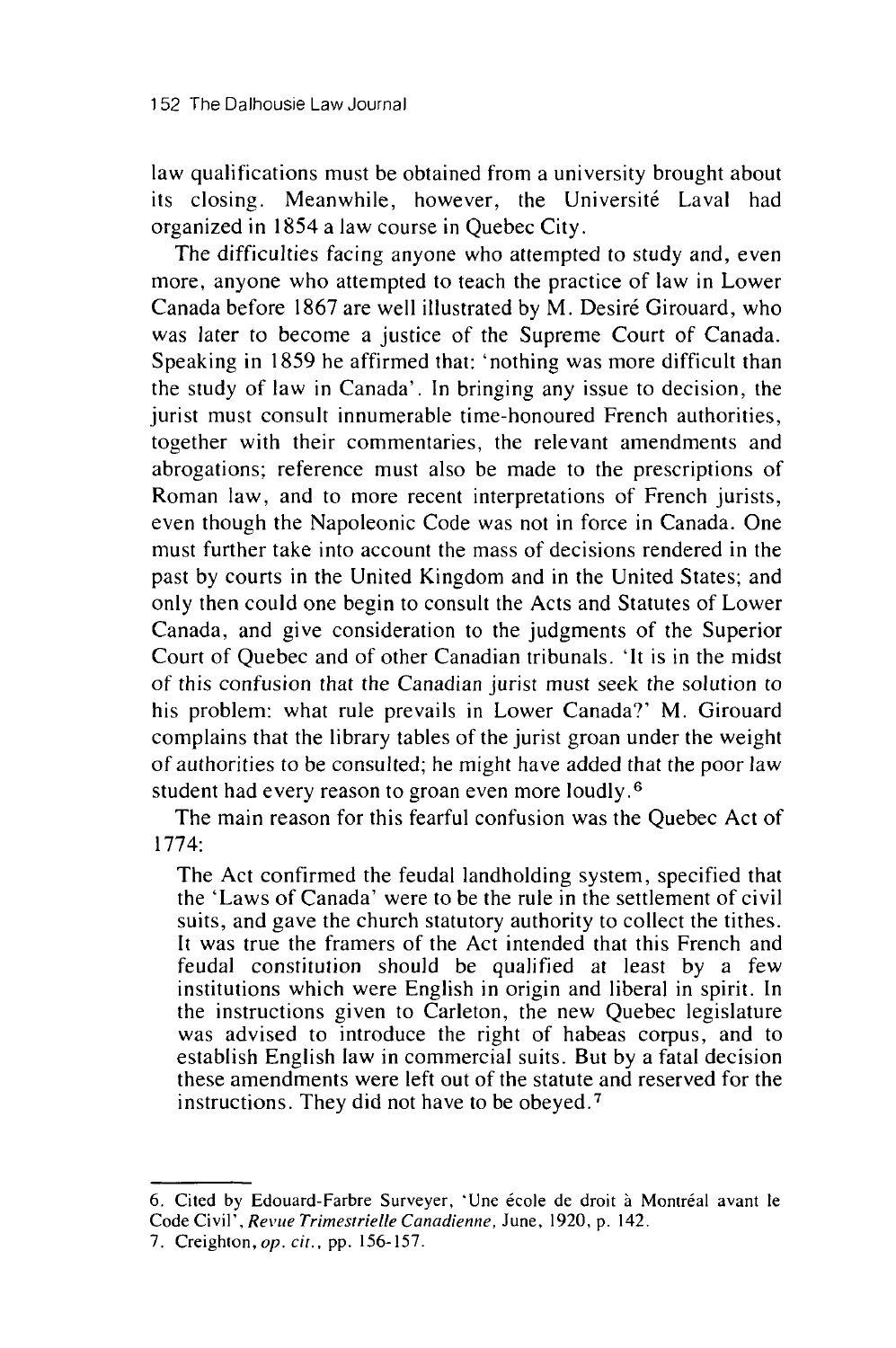law qualifications must be obtained from a university brought about its closing. Meanwhile, however, the Université Laval had organized in 1854 a law course in Quebec City.

The difficulties facing anyone who attempted to study and, even more, anyone who attempted to teach the practice of law in Lower Canada before 1867 are well illustrated by M. Desiré Girouard, who was later to become a justice of the Supreme Court of Canada. Speaking in 1859 he affirmed that: 'nothing was more difficult than the study of law in Canada'. In bringing any issue to decision, the jurist must consult innumerable time-honoured French authorities, together with their commentaries, the relevant amendments and abrogations; reference must also be made to the prescriptions of Roman law, and to more recent interpretations of French jurists, even though the Napoleonic Code was not in force in Canada. One must further take into account the mass of decisions rendered in the past by courts in the United Kingdom and in the United States; and only then could one begin to consult the Acts and Statutes of Lower Canada, and give consideration to the judgments of the Superior Court of Quebec and of other Canadian tribunals. 'It is in the midst of this confusion that the Canadian jurist must seek the solution to his problem: what rule prevails in Lower Canada?' M. Girouard complains that the library tables of the jurist groan under the weight of authorities to be consulted; he might have added that the poor law student had every reason to groan even more loudly.[6]

The main reason for this fearful confusion was the Quebec Act of 1774:

> The Act confirmed the feudal landholding system, specified that the 'Laws of Canada' were to be the rule in the settlement of civil suits, and gave the church statutory authority to collect the tithes. It was true the framers of the Act intended that this French and feudal constitution should be qualified at least by a few institutions which were English in origin and liberal in spirit. In the instructions given to Carleton, the new Quebec legislature was advised to introduce the right of habeas corpus, and to establish English law in commercial suits. But by a fatal decision these amendments were left out of the statute and reserved for the instructions. They did not have to be obeyed.[7]

---

6. Cited by Edouard-Farbre Surveyer, 'Une école de droit à Montréal avant le Code Civil', *Revue Trimestrielle Canadienne*, June, 1920, p. 142.

7. Creighton, *op. cit.*, pp. 156-157.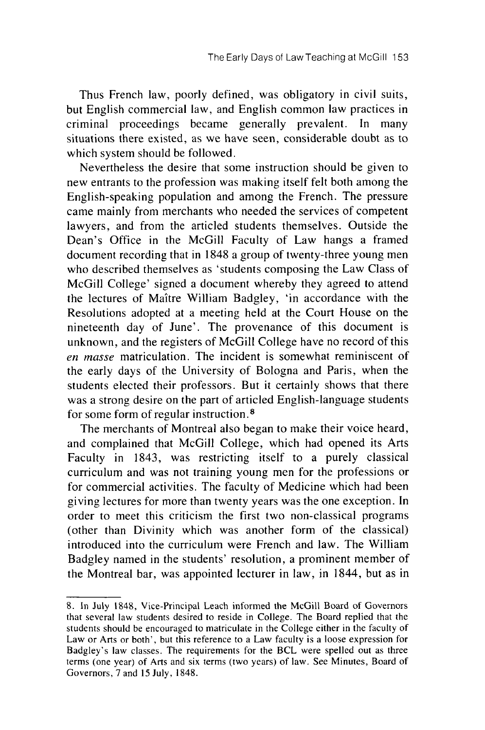Thus French law, poorly defined, was obligatory in civil suits, but English commercial law, and English common law practices in criminal proceedings became generally prevalent. In many situations there existed, as we have seen, considerable doubt as to which system should be followed.

Nevertheless the desire that some instruction should be given to new entrants to the profession was making itself felt both among the English-speaking population and among the French. The pressure came mainly from merchants who needed the services of competent lawyers, and from the articled students themselves. Outside the Dean's Office in the McGill Faculty of Law hangs a framed document recording that in 1848 a group of twenty-three young men who described themselves as 'students composing the Law Class of McGill College' signed a document whereby they agreed to attend the lectures of Maître William Badgley, 'in accordance with the Resolutions adopted at a meeting held at the Court House on the nineteenth day of June'. The provenance of this document is unknown, and the registers of McGill College have no record of this *en masse* matriculation. The incident is somewhat reminiscent of the early days of the University of Bologna and Paris, when the students elected their professors. But it certainly shows that there was a strong desire on the part of articled English-language students for some form of regular instruction.[8]

The merchants of Montreal also began to make their voice heard, and complained that McGill College, which had opened its Arts Faculty in 1843, was restricting itself to a purely classical curriculum and was not training young men for the professions or for commercial activities. The faculty of Medicine which had been giving lectures for more than twenty years was the one exception. In order to meet this criticism the first two non-classical programs (other than Divinity which was another form of the classical) introduced into the curriculum were French and law. The William Badgley named in the students' resolution, a prominent member of the Montreal bar, was appointed lecturer in law, in 1844, but as in

---

8. In July 1848, Vice-Principal Leach informed the McGill Board of Governors that several law students desired to reside in College. The Board replied that the students should be encouraged to matriculate in the College either in the faculty of Law or Arts or both', but this reference to a Law faculty is a loose expression for Badgley's law classes. The requirements for the BCL were spelled out as three terms (one year) of Arts and six terms (two years) of law. See Minutes, Board of Governors, 7 and 15 July, 1848.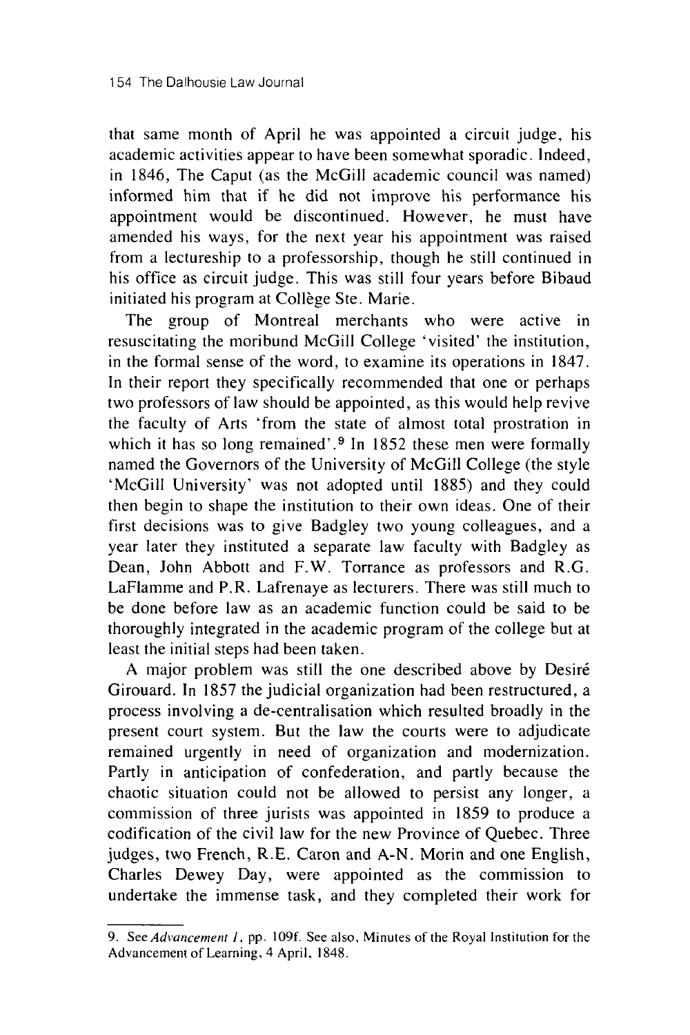that same month of April he was appointed a circuit judge, his academic activities appear to have been somewhat sporadic. Indeed, in 1846, The Caput (as the McGill academic council was named) informed him that if he did not improve his performance his appointment would be discontinued. However, he must have amended his ways, for the next year his appointment was raised from a lectureship to a professorship, though he still continued in his office as circuit judge. This was still four years before Bibaud initiated his program at Collège Ste. Marie.

The group of Montreal merchants who were active in resuscitating the moribund McGill College 'visited' the institution, in the formal sense of the word, to examine its operations in 1847. In their report they specifically recommended that one or perhaps two professors of law should be appointed, as this would help revive the faculty of Arts 'from the state of almost total prostration in which it has so long remained'.[9] In 1852 these men were formally named the Governors of the University of McGill College (the style 'McGill University' was not adopted until 1885) and they could then begin to shape the institution to their own ideas. One of their first decisions was to give Badgley two young colleagues, and a year later they instituted a separate law faculty with Badgley as Dean, John Abbott and F.W. Torrance as professors and R.G. LaFlamme and P.R. Lafrenaye as lecturers. There was still much to be done before law as an academic function could be said to be thoroughly integrated in the academic program of the college but at least the initial steps had been taken.

A major problem was still the one described above by Desiré Girouard. In 1857 the judicial organization had been restructured, a process involving a de-centralisation which resulted broadly in the present court system. But the law the courts were to adjudicate remained urgently in need of organization and modernization. Partly in anticipation of confederation, and partly because the chaotic situation could not be allowed to persist any longer, a commission of three jurists was appointed in 1859 to produce a codification of the civil law for the new Province of Quebec. Three judges, two French, R.E. Caron and A-N. Morin and one English, Charles Dewey Day, were appointed as the commission to undertake the immense task, and they completed their work for

9. See *Advancement I*, pp. 109f. See also, Minutes of the Royal Institution for the Advancement of Learning, 4 April, 1848.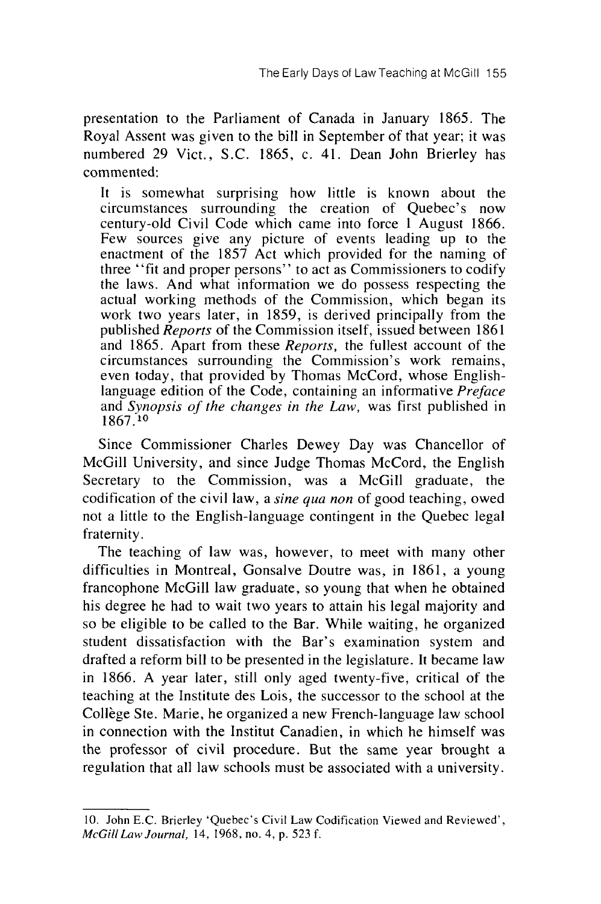presentation to the Parliament of Canada in January 1865. The Royal Assent was given to the bill in September of that year; it was numbered 29 Vict., S.C. 1865, c. 41. Dean John Brierley has commented:

> It is somewhat surprising how little is known about the circumstances surrounding the creation of Quebec's now century-old Civil Code which came into force 1 August 1866. Few sources give any picture of events leading up to the enactment of the 1857 Act which provided for the naming of three "fit and proper persons" to act as Commissioners to codify the laws. And what information we do possess respecting the actual working methods of the Commission, which began its work two years later, in 1859, is derived principally from the published *Reports* of the Commission itself, issued between 1861 and 1865. Apart from these *Reports*, the fullest account of the circumstances surrounding the Commission's work remains, even today, that provided by Thomas McCord, whose English-language edition of the Code, containing an informative *Preface* and *Synopsis of the changes in the Law*, was first published in 1867.[10]

Since Commissioner Charles Dewey Day was Chancellor of McGill University, and since Judge Thomas McCord, the English Secretary to the Commission, was a McGill graduate, the codification of the civil law, a *sine qua non* of good teaching, owed not a little to the English-language contingent in the Quebec legal fraternity.

The teaching of law was, however, to meet with many other difficulties in Montreal, Gonsalve Doutre was, in 1861, a young francophone McGill law graduate, so young that when he obtained his degree he had to wait two years to attain his legal majority and so be eligible to be called to the Bar. While waiting, he organized student dissatisfaction with the Bar's examination system and drafted a reform bill to be presented in the legislature. It became law in 1866. A year later, still only aged twenty-five, critical of the teaching at the Institute des Lois, the successor to the school at the Collège Ste. Marie, he organized a new French-language law school in connection with the Institut Canadien, in which he himself was the professor of civil procedure. But the same year brought a regulation that all law schools must be associated with a university.

---

10. John E.C. Brierley 'Quebec's Civil Law Codification Viewed and Reviewed', *McGill Law Journal*, 14, 1968, no. 4, p. 523 f.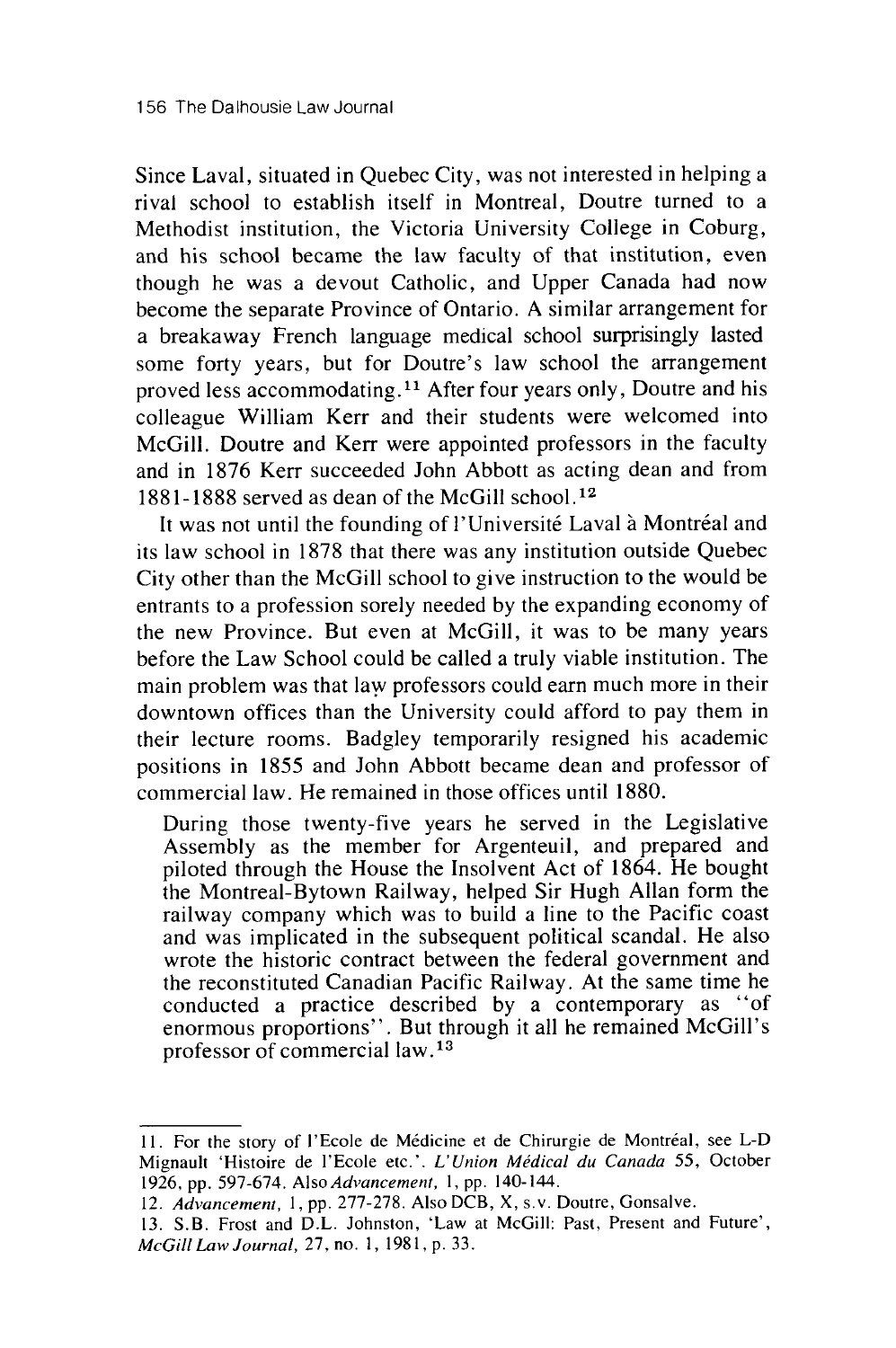Since Laval, situated in Quebec City, was not interested in helping a rival school to establish itself in Montreal, Doutre turned to a Methodist institution, the Victoria University College in Coburg, and his school became the law faculty of that institution, even though he was a devout Catholic, and Upper Canada had now become the separate Province of Ontario. A similar arrangement for a breakaway French language medical school surprisingly lasted some forty years, but for Doutre's law school the arrangement proved less accommodating.[11] After four years only, Doutre and his colleague William Kerr and their students were welcomed into McGill. Doutre and Kerr were appointed professors in the faculty and in 1876 Kerr succeeded John Abbott as acting dean and from 1881-1888 served as dean of the McGill school.[12]

It was not until the founding of l'Université Laval à Montréal and its law school in 1878 that there was any institution outside Quebec City other than the McGill school to give instruction to the would be entrants to a profession sorely needed by the expanding economy of the new Province. But even at McGill, it was to be many years before the Law School could be called a truly viable institution. The main problem was that law professors could earn much more in their downtown offices than the University could afford to pay them in their lecture rooms. Badgley temporarily resigned his academic positions in 1855 and John Abbott became dean and professor of commercial law. He remained in those offices until 1880.

> During those twenty-five years he served in the Legislative Assembly as the member for Argenteuil, and prepared and piloted through the House the Insolvent Act of 1864. He bought the Montreal-Bytown Railway, helped Sir Hugh Allan form the railway company which was to build a line to the Pacific coast and was implicated in the subsequent political scandal. He also wrote the historic contract between the federal government and the reconstituted Canadian Pacific Railway. At the same time he conducted a practice described by a contemporary as "of enormous proportions". But through it all he remained McGill's professor of commercial law.[13]

---

11. For the story of l'Ecole de Médicine et de Chirurgie de Montréal, see L-D Mignault 'Histoire de l'Ecole etc.'. *L'Union Médical du Canada* 55, October 1926, pp. 597-674. Also *Advancement*, 1, pp. 140-144.

12. *Advancement*, 1, pp. 277-278. Also DCB, X, s.v. Doutre, Gonsalve.

13. S.B. Frost and D.L. Johnston, 'Law at McGill: Past, Present and Future', *McGill Law Journal*, 27, no. 1, 1981, p. 33.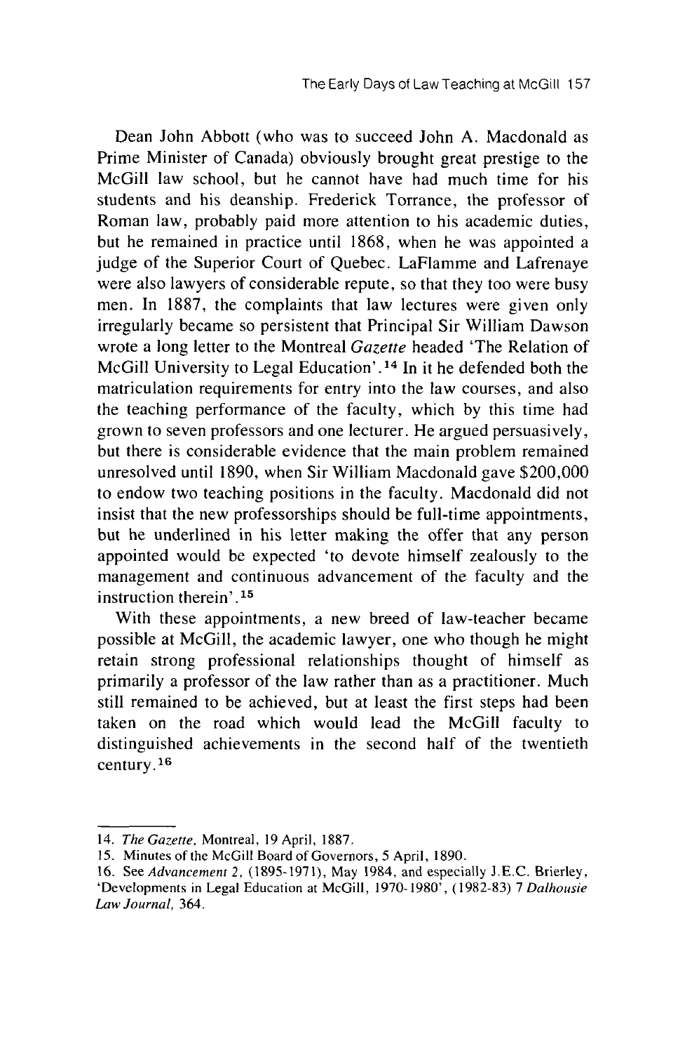Dean John Abbott (who was to succeed John A. Macdonald as Prime Minister of Canada) obviously brought great prestige to the McGill law school, but he cannot have had much time for his students and his deanship. Frederick Torrance, the professor of Roman law, probably paid more attention to his academic duties, but he remained in practice until 1868, when he was appointed a judge of the Superior Court of Quebec. LaFlamme and Lafrenaye were also lawyers of considerable repute, so that they too were busy men. In 1887, the complaints that law lectures were given only irregularly became so persistent that Principal Sir William Dawson wrote a long letter to the Montreal *Gazette* headed 'The Relation of McGill University to Legal Education'.[14] In it he defended both the matriculation requirements for entry into the law courses, and also the teaching performance of the faculty, which by this time had grown to seven professors and one lecturer. He argued persuasively, but there is considerable evidence that the main problem remained unresolved until 1890, when Sir William Macdonald gave $200,000 to endow two teaching positions in the faculty. Macdonald did not insist that the new professorships should be full-time appointments, but he underlined in his letter making the offer that any person appointed would be expected 'to devote himself zealously to the management and continuous advancement of the faculty and the instruction therein'.[15]

With these appointments, a new breed of law-teacher became possible at McGill, the academic lawyer, one who though he might retain strong professional relationships thought of himself as primarily a professor of the law rather than as a practitioner. Much still remained to be achieved, but at least the first steps had been taken on the road which would lead the McGill faculty to distinguished achievements in the second half of the twentieth century.[16]

---

14. *The Gazette*, Montreal, 19 April, 1887.
15. Minutes of the McGill Board of Governors, 5 April, 1890.
16. See *Advancement 2*, (1895-1971), May 1984, and especially J.E.C. Brierley, 'Developments in Legal Education at McGill, 1970-1980', (1982-83) 7 *Dalhousie Law Journal*, 364.